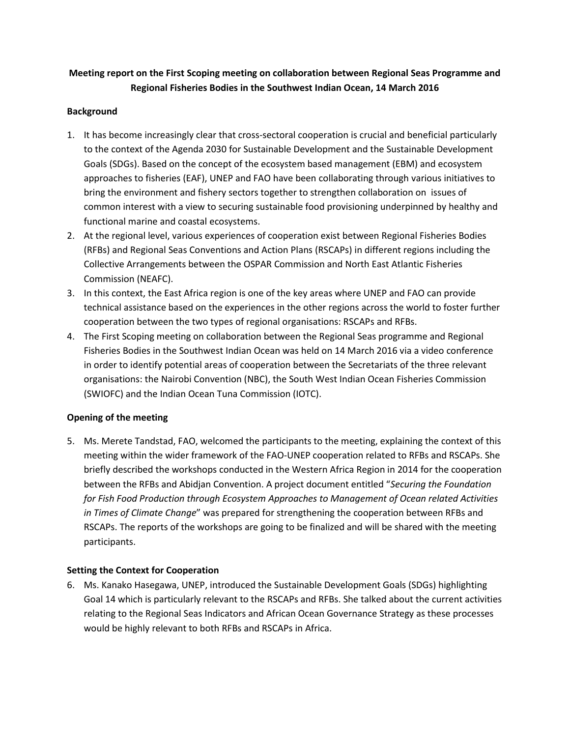**Meeting report on the First Scoping meeting on collaboration between Regional Seas Programme and Regional Fisheries Bodies in the Southwest Indian Ocean, 14 March 2016**

**Background**

1. It has become increasingly clear that cross-sectoral cooperation is crucial and beneficial particularly to the context of the Agenda 2030 for Sustainable Development and the Sustainable Development Goals (SDGs). Based on the concept of the ecosystem based management (EBM) and ecosystem approaches to fisheries (EAF), UNEP and FAO have been collaborating through various initiatives to bring the environment and fishery sectors together to strengthen collaboration on issues of common interest with a view to securing sustainable food provisioning underpinned by healthy and functional marine and coastal ecosystems.
2. At the regional level, various experiences of cooperation exist between Regional Fisheries Bodies (RFBs) and Regional Seas Conventions and Action Plans (RSCAPs) in different regions including the Collective Arrangements between the OSPAR Commission and North East Atlantic Fisheries Commission (NEAFC).
3. In this context, the East Africa region is one of the key areas where UNEP and FAO can provide technical assistance based on the experiences in the other regions across the world to foster further cooperation between the two types of regional organisations: RSCAPs and RFBs.
4. The First Scoping meeting on collaboration between the Regional Seas programme and Regional Fisheries Bodies in the Southwest Indian Ocean was held on 14 March 2016 via a video conference in order to identify potential areas of cooperation between the Secretariats of the three relevant organisations: the Nairobi Convention (NBC), the South West Indian Ocean Fisheries Commission (SWIOFC) and the Indian Ocean Tuna Commission (IOTC).

**Opening of the meeting**

5. Ms. Merete Tandstad, FAO, welcomed the participants to the meeting, explaining the context of this meeting within the wider framework of the FAO-UNEP cooperation related to RFBs and RSCAPs. She briefly described the workshops conducted in the Western Africa Region in 2014 for the cooperation between the RFBs and Abidjan Convention. A project document entitled "*Securing the Foundation for Fish Food Production through Ecosystem Approaches to Management of Ocean related Activities in Times of Climate Change*" was prepared for strengthening the cooperation between RFBs and RSCAPs. The reports of the workshops are going to be finalized and will be shared with the meeting participants.

**Setting the Context for Cooperation**

6. Ms. Kanako Hasegawa, UNEP, introduced the Sustainable Development Goals (SDGs) highlighting Goal 14 which is particularly relevant to the RSCAPs and RFBs. She talked about the current activities relating to the Regional Seas Indicators and African Ocean Governance Strategy as these processes would be highly relevant to both RFBs and RSCAPs in Africa.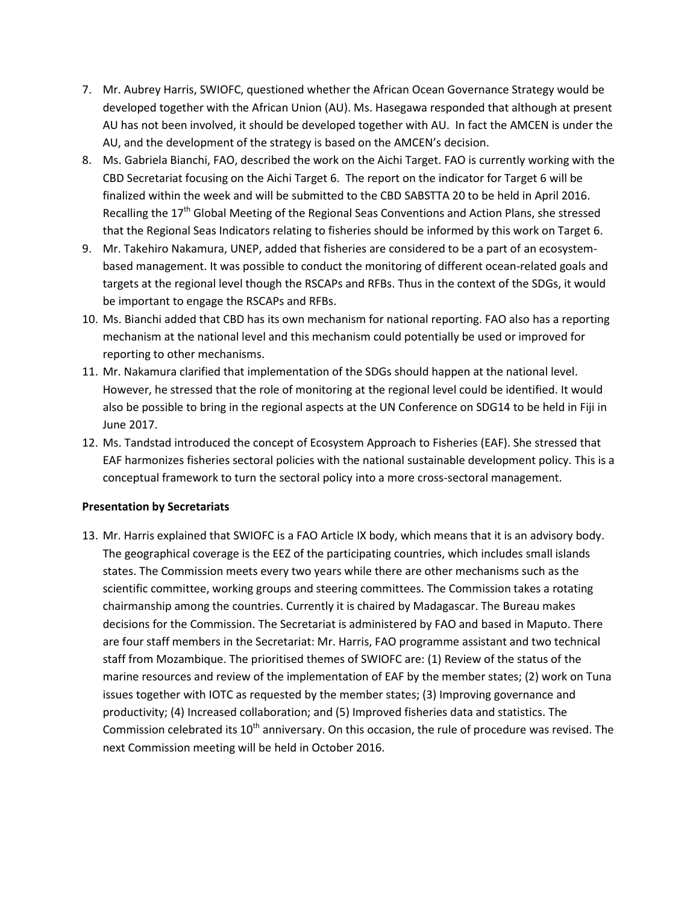7. Mr. Aubrey Harris, SWIOFC, questioned whether the African Ocean Governance Strategy would be developed together with the African Union (AU). Ms. Hasegawa responded that although at present AU has not been involved, it should be developed together with AU. In fact the AMCEN is under the AU, and the development of the strategy is based on the AMCEN's decision.
8. Ms. Gabriela Bianchi, FAO, described the work on the Aichi Target. FAO is currently working with the CBD Secretariat focusing on the Aichi Target 6. The report on the indicator for Target 6 will be finalized within the week and will be submitted to the CBD SABSTTA 20 to be held in April 2016. Recalling the 17th Global Meeting of the Regional Seas Conventions and Action Plans, she stressed that the Regional Seas Indicators relating to fisheries should be informed by this work on Target 6.
9. Mr. Takehiro Nakamura, UNEP, added that fisheries are considered to be a part of an ecosystem-based management. It was possible to conduct the monitoring of different ocean-related goals and targets at the regional level though the RSCAPs and RFBs. Thus in the context of the SDGs, it would be important to engage the RSCAPs and RFBs.
10. Ms. Bianchi added that CBD has its own mechanism for national reporting. FAO also has a reporting mechanism at the national level and this mechanism could potentially be used or improved for reporting to other mechanisms.
11. Mr. Nakamura clarified that implementation of the SDGs should happen at the national level. However, he stressed that the role of monitoring at the regional level could be identified. It would also be possible to bring in the regional aspects at the UN Conference on SDG14 to be held in Fiji in June 2017.
12. Ms. Tandstad introduced the concept of Ecosystem Approach to Fisheries (EAF). She stressed that EAF harmonizes fisheries sectoral policies with the national sustainable development policy. This is a conceptual framework to turn the sectoral policy into a more cross-sectoral management.

**Presentation by Secretariats**

13. Mr. Harris explained that SWIOFC is a FAO Article IX body, which means that it is an advisory body. The geographical coverage is the EEZ of the participating countries, which includes small islands states. The Commission meets every two years while there are other mechanisms such as the scientific committee, working groups and steering committees. The Commission takes a rotating chairmanship among the countries. Currently it is chaired by Madagascar. The Bureau makes decisions for the Commission. The Secretariat is administered by FAO and based in Maputo. There are four staff members in the Secretariat: Mr. Harris, FAO programme assistant and two technical staff from Mozambique. The prioritised themes of SWIOFC are: (1) Review of the status of the marine resources and review of the implementation of EAF by the member states; (2) work on Tuna issues together with IOTC as requested by the member states; (3) Improving governance and productivity; (4) Increased collaboration; and (5) Improved fisheries data and statistics. The Commission celebrated its 10th anniversary. On this occasion, the rule of procedure was revised. The next Commission meeting will be held in October 2016.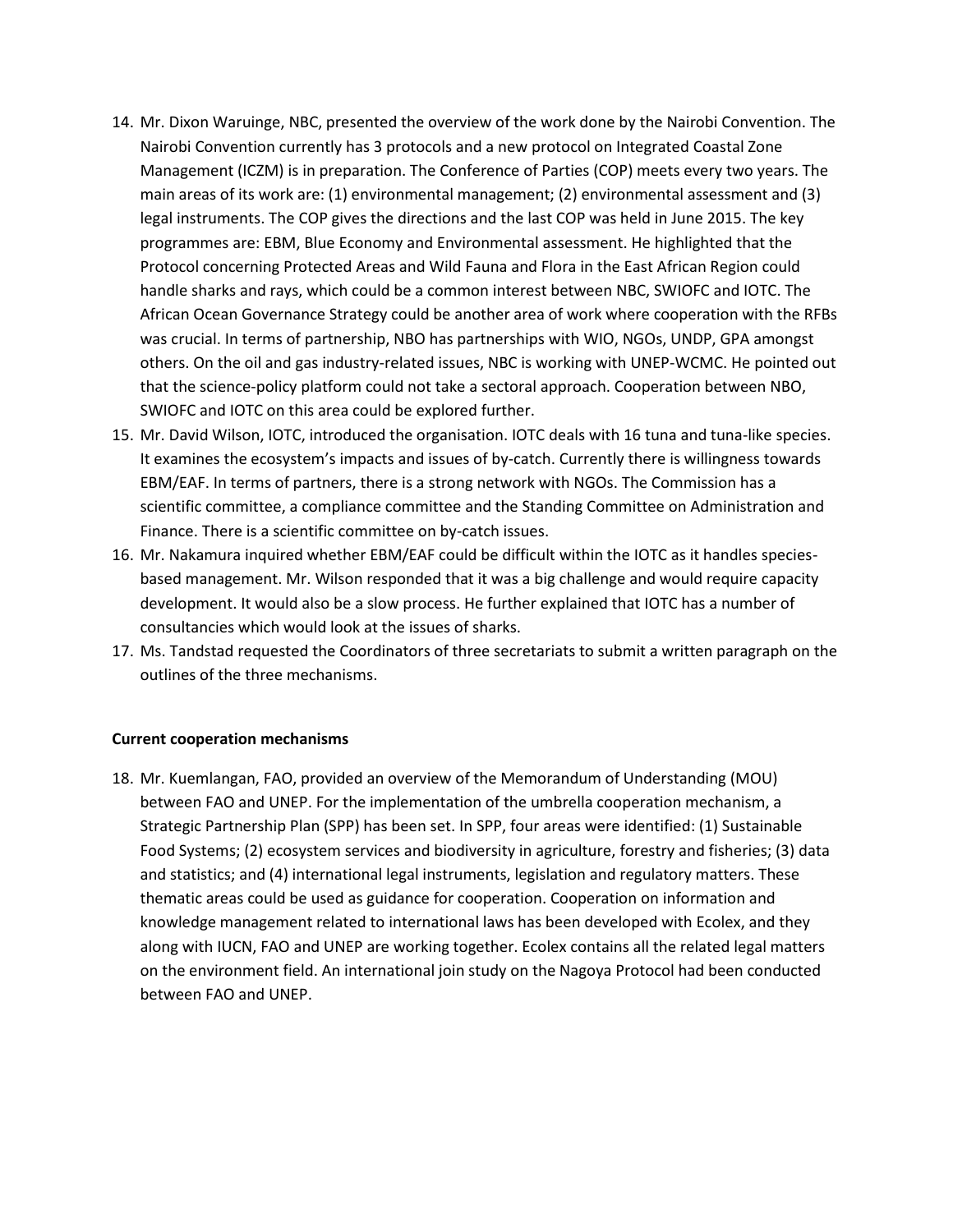14. Mr. Dixon Waruinge, NBC, presented the overview of the work done by the Nairobi Convention. The Nairobi Convention currently has 3 protocols and a new protocol on Integrated Coastal Zone Management (ICZM) is in preparation. The Conference of Parties (COP) meets every two years. The main areas of its work are: (1) environmental management; (2) environmental assessment and (3) legal instruments. The COP gives the directions and the last COP was held in June 2015. The key programmes are: EBM, Blue Economy and Environmental assessment. He highlighted that the Protocol concerning Protected Areas and Wild Fauna and Flora in the East African Region could handle sharks and rays, which could be a common interest between NBC, SWIOFC and IOTC. The African Ocean Governance Strategy could be another area of work where cooperation with the RFBs was crucial. In terms of partnership, NBO has partnerships with WIO, NGOs, UNDP, GPA amongst others. On the oil and gas industry-related issues, NBC is working with UNEP-WCMC. He pointed out that the science-policy platform could not take a sectoral approach. Cooperation between NBO, SWIOFC and IOTC on this area could be explored further.
15. Mr. David Wilson, IOTC, introduced the organisation. IOTC deals with 16 tuna and tuna-like species. It examines the ecosystem's impacts and issues of by-catch. Currently there is willingness towards EBM/EAF. In terms of partners, there is a strong network with NGOs. The Commission has a scientific committee, a compliance committee and the Standing Committee on Administration and Finance. There is a scientific committee on by-catch issues.
16. Mr. Nakamura inquired whether EBM/EAF could be difficult within the IOTC as it handles species-based management. Mr. Wilson responded that it was a big challenge and would require capacity development. It would also be a slow process. He further explained that IOTC has a number of consultancies which would look at the issues of sharks.
17. Ms. Tandstad requested the Coordinators of three secretariats to submit a written paragraph on the outlines of the three mechanisms.

**Current cooperation mechanisms**

18. Mr. Kuemlangan, FAO, provided an overview of the Memorandum of Understanding (MOU) between FAO and UNEP. For the implementation of the umbrella cooperation mechanism, a Strategic Partnership Plan (SPP) has been set. In SPP, four areas were identified: (1) Sustainable Food Systems; (2) ecosystem services and biodiversity in agriculture, forestry and fisheries; (3) data and statistics; and (4) international legal instruments, legislation and regulatory matters. These thematic areas could be used as guidance for cooperation. Cooperation on information and knowledge management related to international laws has been developed with Ecolex, and they along with IUCN, FAO and UNEP are working together. Ecolex contains all the related legal matters on the environment field. An international join study on the Nagoya Protocol had been conducted between FAO and UNEP.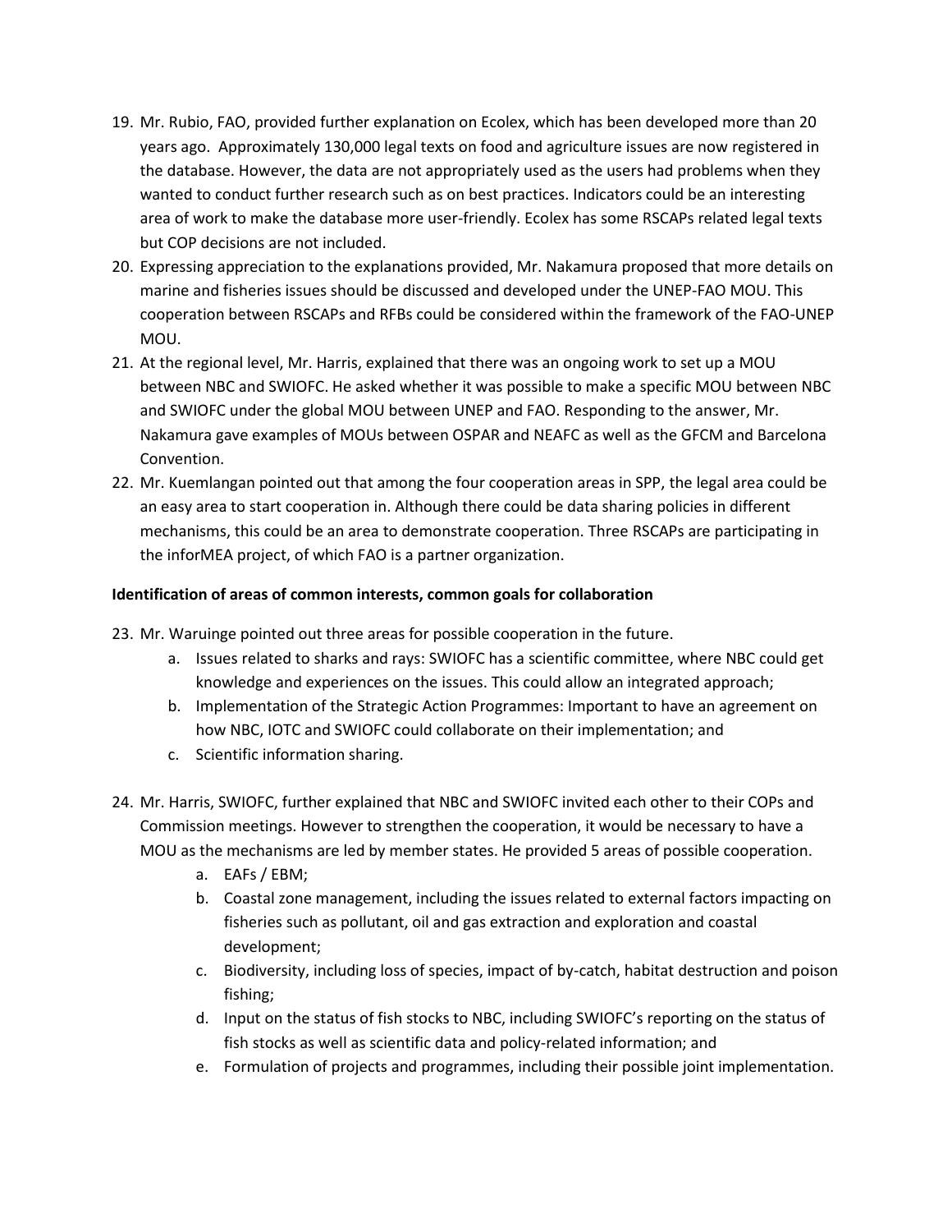19. Mr. Rubio, FAO, provided further explanation on Ecolex, which has been developed more than 20 years ago. Approximately 130,000 legal texts on food and agriculture issues are now registered in the database. However, the data are not appropriately used as the users had problems when they wanted to conduct further research such as on best practices. Indicators could be an interesting area of work to make the database more user-friendly. Ecolex has some RSCAPs related legal texts but COP decisions are not included.
20. Expressing appreciation to the explanations provided, Mr. Nakamura proposed that more details on marine and fisheries issues should be discussed and developed under the UNEP-FAO MOU. This cooperation between RSCAPs and RFBs could be considered within the framework of the FAO-UNEP MOU.
21. At the regional level, Mr. Harris, explained that there was an ongoing work to set up a MOU between NBC and SWIOFC. He asked whether it was possible to make a specific MOU between NBC and SWIOFC under the global MOU between UNEP and FAO. Responding to the answer, Mr. Nakamura gave examples of MOUs between OSPAR and NEAFC as well as the GFCM and Barcelona Convention.
22. Mr. Kuemlangan pointed out that among the four cooperation areas in SPP, the legal area could be an easy area to start cooperation in. Although there could be data sharing policies in different mechanisms, this could be an area to demonstrate cooperation. Three RSCAPs are participating in the inforMEA project, of which FAO is a partner organization.

**Identification of areas of common interests, common goals for collaboration**

23. Mr. Waruinge pointed out three areas for possible cooperation in the future.
    a. Issues related to sharks and rays: SWIOFC has a scientific committee, where NBC could get knowledge and experiences on the issues. This could allow an integrated approach;
    b. Implementation of the Strategic Action Programmes: Important to have an agreement on how NBC, IOTC and SWIOFC could collaborate on their implementation; and
    c. Scientific information sharing.
24. Mr. Harris, SWIOFC, further explained that NBC and SWIOFC invited each other to their COPs and Commission meetings. However to strengthen the cooperation, it would be necessary to have a MOU as the mechanisms are led by member states. He provided 5 areas of possible cooperation.
    a. EAFs / EBM;
    b. Coastal zone management, including the issues related to external factors impacting on fisheries such as pollutant, oil and gas extraction and exploration and coastal development;
    c. Biodiversity, including loss of species, impact of by-catch, habitat destruction and poison fishing;
    d. Input on the status of fish stocks to NBC, including SWIOFC's reporting on the status of fish stocks as well as scientific data and policy-related information; and
    e. Formulation of projects and programmes, including their possible joint implementation.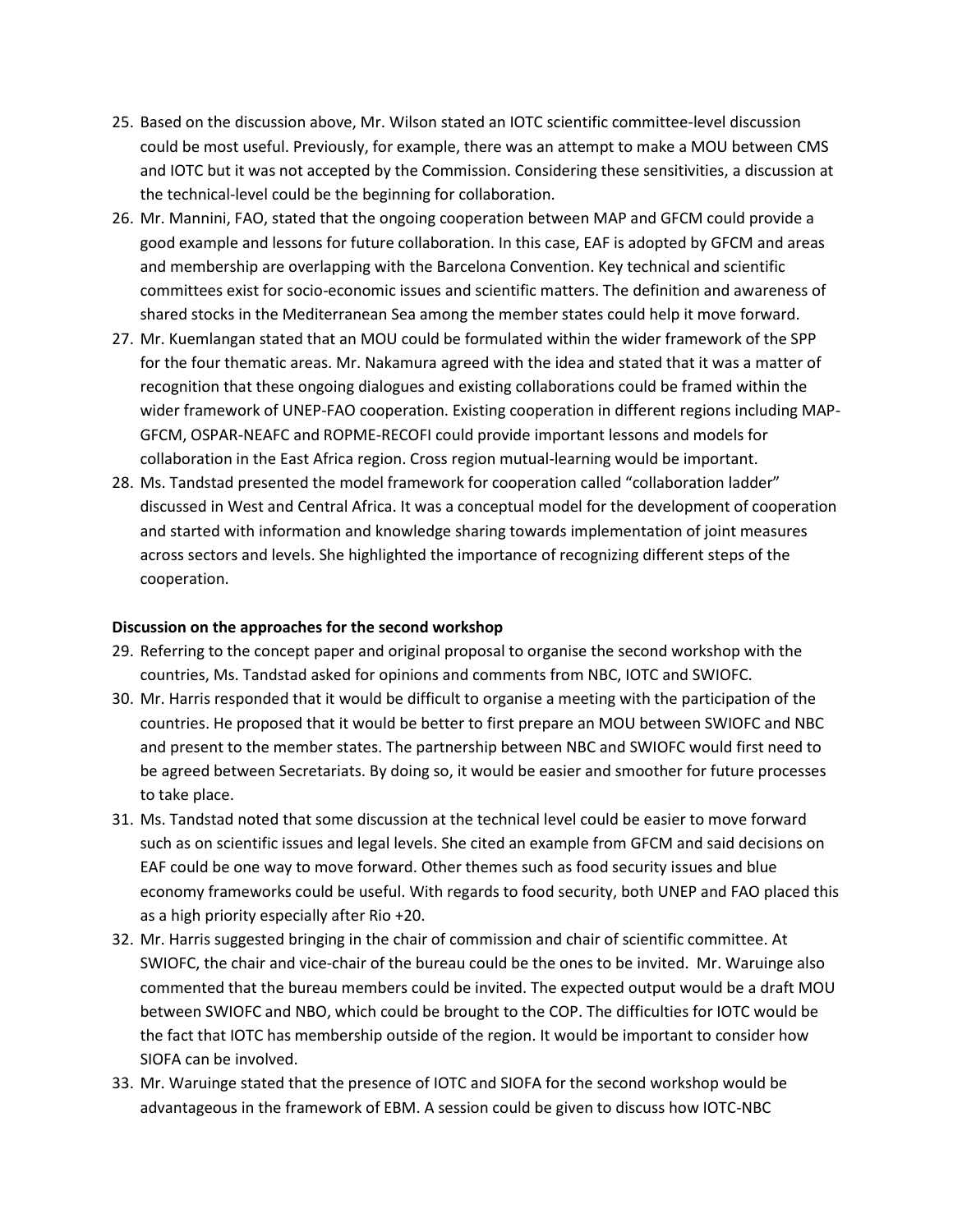25. Based on the discussion above, Mr. Wilson stated an IOTC scientific committee-level discussion could be most useful. Previously, for example, there was an attempt to make a MOU between CMS and IOTC but it was not accepted by the Commission. Considering these sensitivities, a discussion at the technical-level could be the beginning for collaboration.
26. Mr. Mannini, FAO, stated that the ongoing cooperation between MAP and GFCM could provide a good example and lessons for future collaboration. In this case, EAF is adopted by GFCM and areas and membership are overlapping with the Barcelona Convention. Key technical and scientific committees exist for socio-economic issues and scientific matters. The definition and awareness of shared stocks in the Mediterranean Sea among the member states could help it move forward.
27. Mr. Kuemlangan stated that an MOU could be formulated within the wider framework of the SPP for the four thematic areas. Mr. Nakamura agreed with the idea and stated that it was a matter of recognition that these ongoing dialogues and existing collaborations could be framed within the wider framework of UNEP-FAO cooperation. Existing cooperation in different regions including MAP-GFCM, OSPAR-NEAFC and ROPME-RECOFI could provide important lessons and models for collaboration in the East Africa region. Cross region mutual-learning would be important.
28. Ms. Tandstad presented the model framework for cooperation called "collaboration ladder" discussed in West and Central Africa. It was a conceptual model for the development of cooperation and started with information and knowledge sharing towards implementation of joint measures across sectors and levels. She highlighted the importance of recognizing different steps of the cooperation.

**Discussion on the approaches for the second workshop**

29. Referring to the concept paper and original proposal to organise the second workshop with the countries, Ms. Tandstad asked for opinions and comments from NBC, IOTC and SWIOFC.
30. Mr. Harris responded that it would be difficult to organise a meeting with the participation of the countries. He proposed that it would be better to first prepare an MOU between SWIOFC and NBC and present to the member states. The partnership between NBC and SWIOFC would first need to be agreed between Secretariats. By doing so, it would be easier and smoother for future processes to take place.
31. Ms. Tandstad noted that some discussion at the technical level could be easier to move forward such as on scientific issues and legal levels. She cited an example from GFCM and said decisions on EAF could be one way to move forward. Other themes such as food security issues and blue economy frameworks could be useful. With regards to food security, both UNEP and FAO placed this as a high priority especially after Rio +20.
32. Mr. Harris suggested bringing in the chair of commission and chair of scientific committee. At SWIOFC, the chair and vice-chair of the bureau could be the ones to be invited. Mr. Waruinge also commented that the bureau members could be invited. The expected output would be a draft MOU between SWIOFC and NBO, which could be brought to the COP. The difficulties for IOTC would be the fact that IOTC has membership outside of the region. It would be important to consider how SIOFA can be involved.
33. Mr. Waruinge stated that the presence of IOTC and SIOFA for the second workshop would be advantageous in the framework of EBM. A session could be given to discuss how IOTC-NBC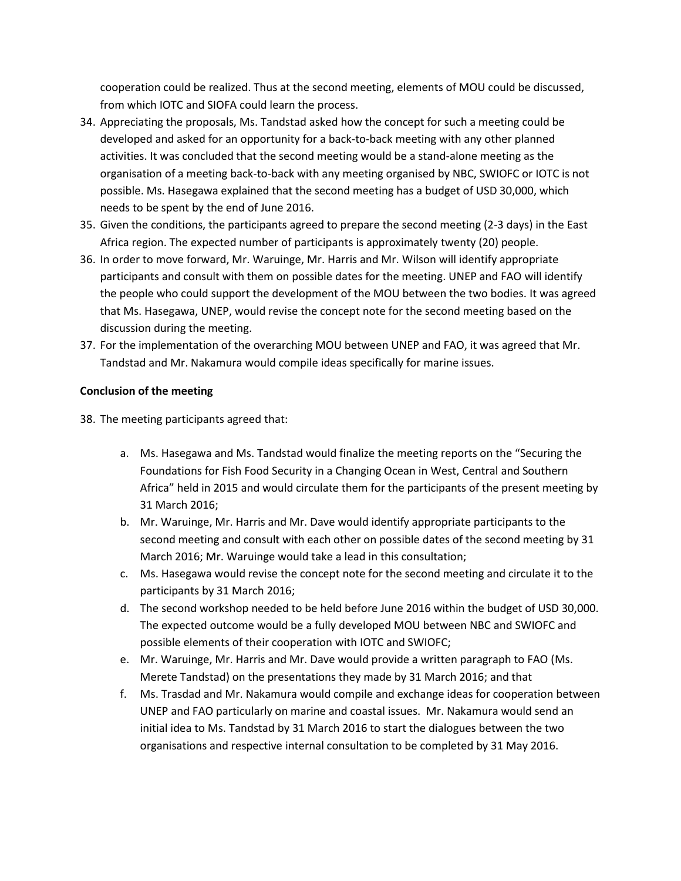cooperation could be realized. Thus at the second meeting, elements of MOU could be discussed, from which IOTC and SIOFA could learn the process.

34. Appreciating the proposals, Ms. Tandstad asked how the concept for such a meeting could be developed and asked for an opportunity for a back-to-back meeting with any other planned activities. It was concluded that the second meeting would be a stand-alone meeting as the organisation of a meeting back-to-back with any meeting organised by NBC, SWIOFC or IOTC is not possible. Ms. Hasegawa explained that the second meeting has a budget of USD 30,000, which needs to be spent by the end of June 2016.
35. Given the conditions, the participants agreed to prepare the second meeting (2-3 days) in the East Africa region. The expected number of participants is approximately twenty (20) people.
36. In order to move forward, Mr. Waruinge, Mr. Harris and Mr. Wilson will identify appropriate participants and consult with them on possible dates for the meeting. UNEP and FAO will identify the people who could support the development of the MOU between the two bodies. It was agreed that Ms. Hasegawa, UNEP, would revise the concept note for the second meeting based on the discussion during the meeting.
37. For the implementation of the overarching MOU between UNEP and FAO, it was agreed that Mr. Tandstad and Mr. Nakamura would compile ideas specifically for marine issues.

**Conclusion of the meeting**

38. The meeting participants agreed that:

    a. Ms. Hasegawa and Ms. Tandstad would finalize the meeting reports on the "Securing the Foundations for Fish Food Security in a Changing Ocean in West, Central and Southern Africa" held in 2015 and would circulate them for the participants of the present meeting by 31 March 2016;
    b. Mr. Waruinge, Mr. Harris and Mr. Dave would identify appropriate participants to the second meeting and consult with each other on possible dates of the second meeting by 31 March 2016; Mr. Waruinge would take a lead in this consultation;
    c. Ms. Hasegawa would revise the concept note for the second meeting and circulate it to the participants by 31 March 2016;
    d. The second workshop needed to be held before June 2016 within the budget of USD 30,000. The expected outcome would be a fully developed MOU between NBC and SWIOFC and possible elements of their cooperation with IOTC and SWIOFC;
    e. Mr. Waruinge, Mr. Harris and Mr. Dave would provide a written paragraph to FAO (Ms. Merete Tandstad) on the presentations they made by 31 March 2016; and that
    f. Ms. Trasdad and Mr. Nakamura would compile and exchange ideas for cooperation between UNEP and FAO particularly on marine and coastal issues. Mr. Nakamura would send an initial idea to Ms. Tandstad by 31 March 2016 to start the dialogues between the two organisations and respective internal consultation to be completed by 31 May 2016.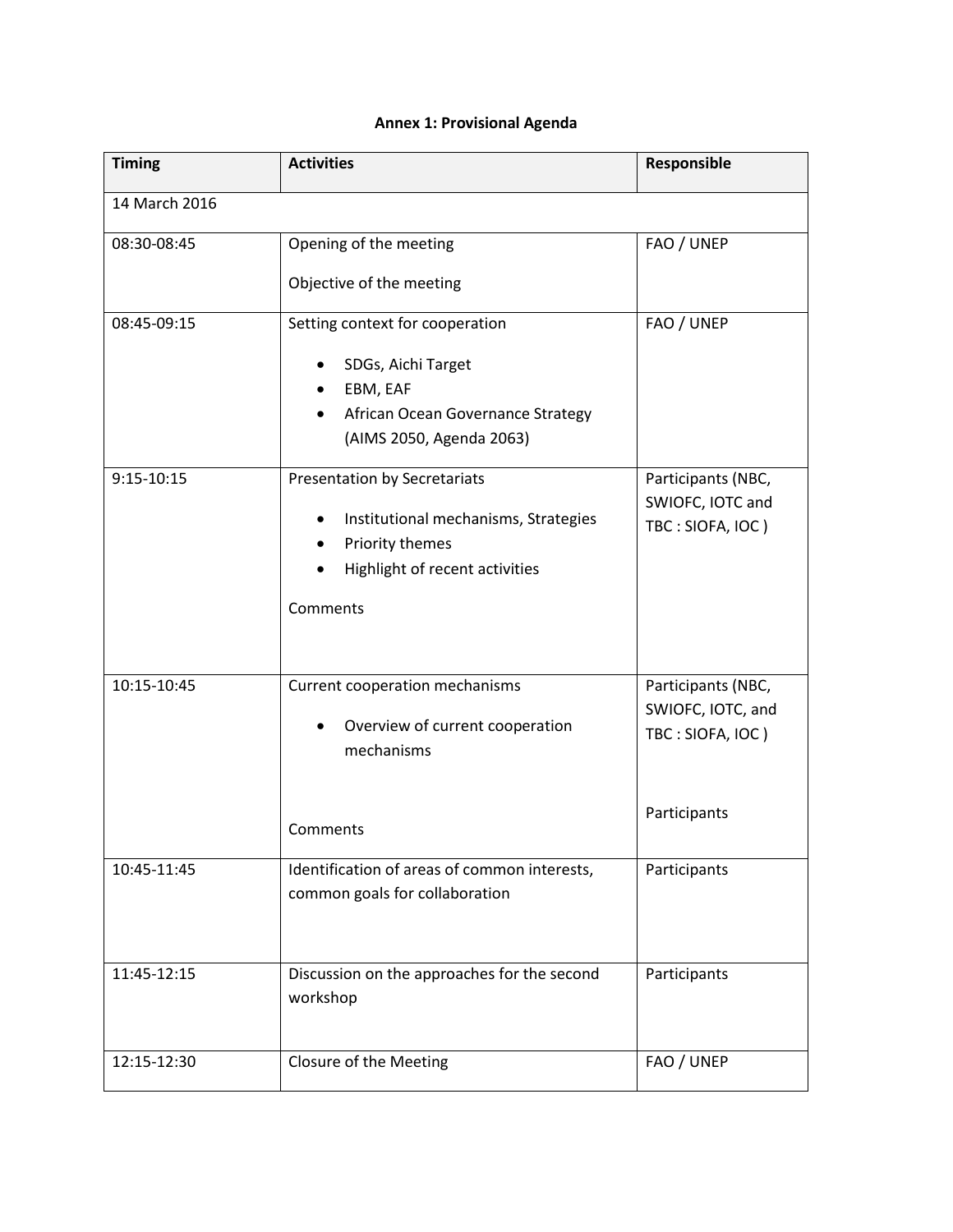**Annex 1: Provisional Agenda**

| Timing | Activities | Responsible |
| --- | --- | --- |
| 14 March 2016 | | |
| 08:30-08:45 | Opening of the meeting<br><br>Objective of the meeting | FAO / UNEP |
| 08:45-09:15 | Setting context for cooperation<br>• SDGs, Aichi Target<br>• EBM, EAF<br>• African Ocean Governance Strategy (AIMS 2050, Agenda 2063) | FAO / UNEP |
| 9:15-10:15 | Presentation by Secretariats<br>• Institutional mechanisms, Strategies<br>• Priority themes<br>• Highlight of recent activities<br><br>Comments | Participants (NBC, SWIOFC, IOTC and TBC : SIOFA, IOC ) |
| 10:15-10:45 | Current cooperation mechanisms<br>• Overview of current cooperation mechanisms<br><br>Comments | Participants (NBC, SWIOFC, IOTC, and TBC : SIOFA, IOC )<br><br>Participants |
| 10:45-11:45 | Identification of areas of common interests, common goals for collaboration | Participants |
| 11:45-12:15 | Discussion on the approaches for the second workshop | Participants |
| 12:15-12:30 | Closure of the Meeting | FAO / UNEP |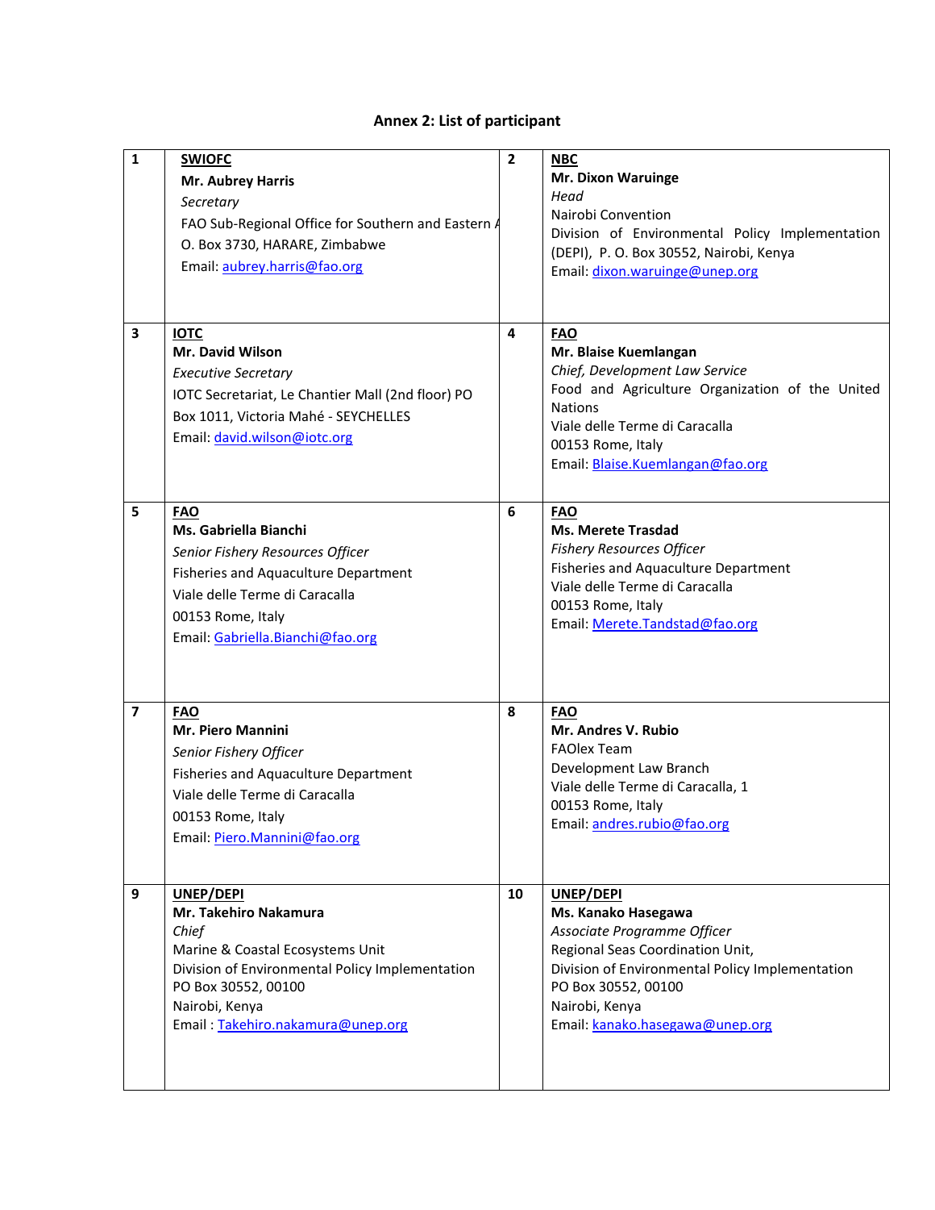**Annex 2: List of participant**

| | | | |
|---|---|---|---|
| 1 | **SWIOFC**<br>**Mr. Aubrey Harris**<br>*Secretary*<br>FAO Sub-Regional Office for Southern and Eastern A<br>O. Box 3730, HARARE, Zimbabwe<br>Email: aubrey.harris@fao.org | 2 | **NBC**<br>**Mr. Dixon Waruinge**<br>*Head*<br>Nairobi Convention<br>Division of Environmental Policy Implementation (DEPI), P. O. Box 30552, Nairobi, Kenya<br>Email: dixon.waruinge@unep.org |
| 3 | **IOTC**<br>**Mr. David Wilson**<br>*Executive Secretary*<br>IOTC Secretariat, Le Chantier Mall (2nd floor) PO Box 1011, Victoria Mahé - SEYCHELLES<br>Email: david.wilson@iotc.org | 4 | **FAO**<br>**Mr. Blaise Kuemlangan**<br>*Chief, Development Law Service*<br>Food and Agriculture Organization of the United Nations<br>Viale delle Terme di Caracalla<br>00153 Rome, Italy<br>Email: Blaise.Kuemlangan@fao.org |
| 5 | **FAO**<br>**Ms. Gabriella Bianchi**<br>*Senior Fishery Resources Officer*<br>Fisheries and Aquaculture Department<br>Viale delle Terme di Caracalla<br>00153 Rome, Italy<br>Email: Gabriella.Bianchi@fao.org | 6 | **FAO**<br>**Ms. Merete Trasdad**<br>*Fishery Resources Officer*<br>Fisheries and Aquaculture Department<br>Viale delle Terme di Caracalla<br>00153 Rome, Italy<br>Email: Merete.Tandstad@fao.org |
| 7 | **FAO**<br>**Mr. Piero Mannini**<br>*Senior Fishery Officer*<br>Fisheries and Aquaculture Department<br>Viale delle Terme di Caracalla<br>00153 Rome, Italy<br>Email: Piero.Mannini@fao.org | 8 | **FAO**<br>**Mr. Andres V. Rubio**<br>FAOlex Team<br>Development Law Branch<br>Viale delle Terme di Caracalla, 1<br>00153 Rome, Italy<br>Email: andres.rubio@fao.org |
| 9 | **UNEP/DEPI**<br>**Mr. Takehiro Nakamura**<br>*Chief*<br>Marine & Coastal Ecosystems Unit<br>Division of Environmental Policy Implementation<br>PO Box 30552, 00100<br>Nairobi, Kenya<br>Email : Takehiro.nakamura@unep.org | 10 | **UNEP/DEPI**<br>**Ms. Kanako Hasegawa**<br>*Associate Programme Officer*<br>Regional Seas Coordination Unit,<br>Division of Environmental Policy Implementation<br>PO Box 30552, 00100<br>Nairobi, Kenya<br>Email: kanako.hasegawa@unep.org |